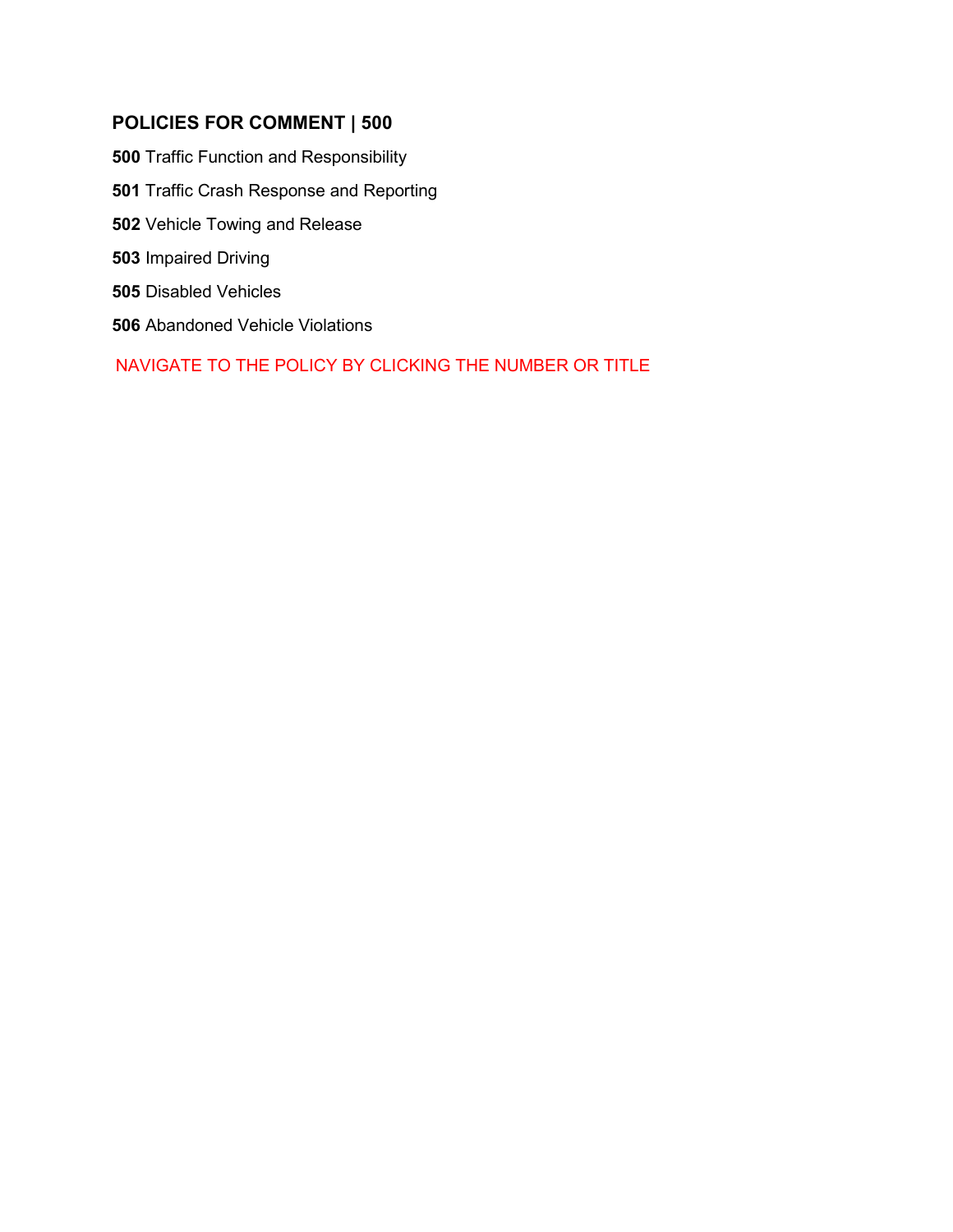## POLICIES FOR COMMENT | 500

**500** Traffic Function and Responsibility

**501** Traffic Crash Response and Reporting

**502** Vehicle Towing and Release

**503** Impaired Driving

**505** Disabled Vehicles

**506** Abandoned Vehicle Violations

NAVIGATE TO THE POLICY BY CLICKING THE NUMBER OR TITLE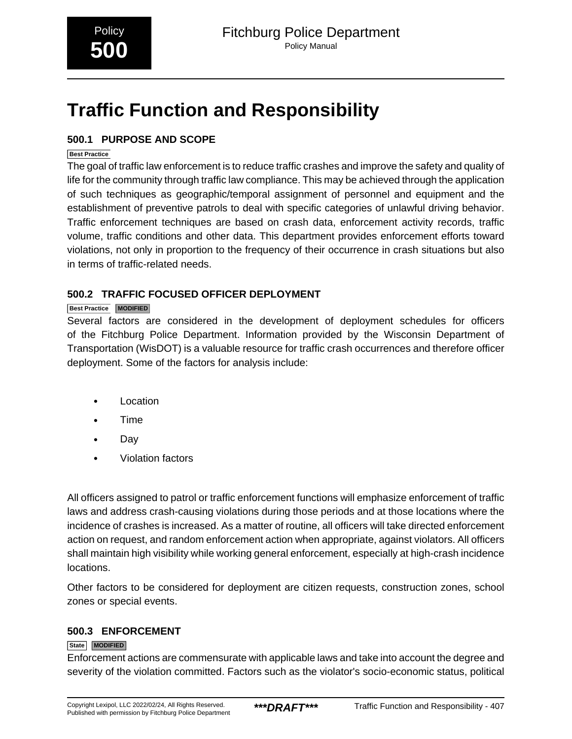Policy **500**

# Traffic Function and Responsibility

## 500.1 PURPOSE AND SCOPE

Best Practice

The goal of traffic law enforcement is to reduce traffic crashes and improve the safety and quality of life for the community through traffic law compliance. This may be achieved through the application of such techniques as geographic/temporal assignment of personnel and equipment and the establishment of preventive patrols to deal with specific categories of unlawful driving behavior. Traffic enforcement techniques are based on crash data, enforcement activity records, traffic volume, traffic conditions and other data. This department provides enforcement efforts toward violations, not only in proportion to the frequency of their occurrence in crash situations but also in terms of traffic-related needs.

## 500.2 TRAFFIC FOCUSED OFFICER DEPLOYMENT

Best Practice MODIFIED

Several factors are considered in the development of deployment schedules for officers of the Fitchburg Police Department. Information provided by the Wisconsin Department of Transportation (WisDOT) is a valuable resource for traffic crash occurrences and therefore officer deployment. Some of the factors for analysis include:

- Location
- Time
- Day
- Violation factors

All officers assigned to patrol or traffic enforcement functions will emphasize enforcement of traffic laws and address crash-causing violations during those periods and at those locations where the incidence of crashes is increased. As a matter of routine, all officers will take directed enforcement action on request, and random enforcement action when appropriate, against violators. All officers shall maintain high visibility while working general enforcement, especially at high-crash incidence locations.

Other factors to be considered for deployment are citizen requests, construction zones, school zones or special events.

## 500.3 ENFORCEMENT

State MODIFIED

Enforcement actions are commensurate with applicable laws and take into account the degree and severity of the violation committed. Factors such as the violator's socio-economic status, political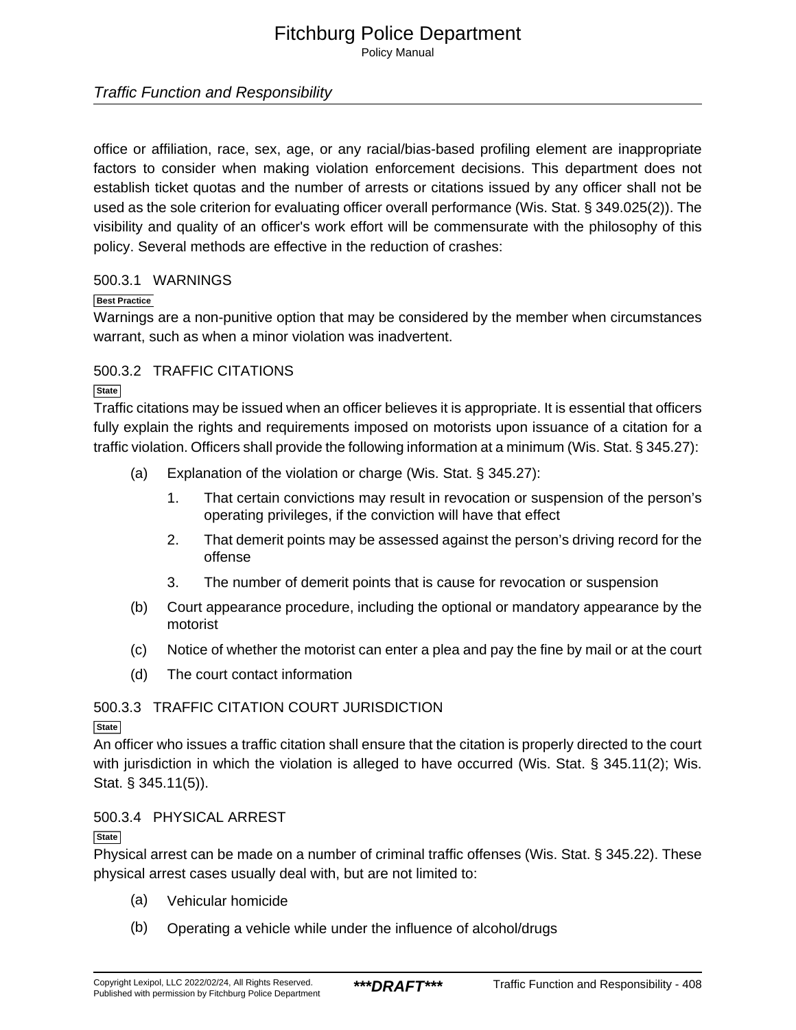office or affiliation, race, sex, age, or any racial/bias-based profiling element are inappropriate factors to consider when making violation enforcement decisions. This department does not establish ticket quotas and the number of arrests or citations issued by any officer shall not be used as the sole criterion for evaluating officer overall performance (Wis. Stat. § 349.025(2)). The visibility and quality of an officer's work effort will be commensurate with the philosophy of this policy. Several methods are effective in the reduction of crashes:

### 500.3.1 WARNINGS

Best Practice

Warnings are a non-punitive option that may be considered by the member when circumstances warrant, such as when a minor violation was inadvertent.

### 500.3.2 TRAFFIC CITATIONS

State

Traffic citations may be issued when an officer believes it is appropriate. It is essential that officers fully explain the rights and requirements imposed on motorists upon issuance of a citation for a traffic violation. Officers shall provide the following information at a minimum (Wis. Stat. § 345.27):

(a) Explanation of the violation or charge (Wis. Stat. § 345.27):

1. That certain convictions may result in revocation or suspension of the person's operating privileges, if the conviction will have that effect
2. That demerit points may be assessed against the person's driving record for the offense
3. The number of demerit points that is cause for revocation or suspension

(b) Court appearance procedure, including the optional or mandatory appearance by the motorist

(c) Notice of whether the motorist can enter a plea and pay the fine by mail or at the court

(d) The court contact information

### 500.3.3 TRAFFIC CITATION COURT JURISDICTION

State

An officer who issues a traffic citation shall ensure that the citation is properly directed to the court with jurisdiction in which the violation is alleged to have occurred (Wis. Stat. § 345.11(2); Wis. Stat. § 345.11(5)).

### 500.3.4 PHYSICAL ARREST

State

Physical arrest can be made on a number of criminal traffic offenses (Wis. Stat. § 345.22). These physical arrest cases usually deal with, but are not limited to:

(a) Vehicular homicide

(b) Operating a vehicle while under the influence of alcohol/drugs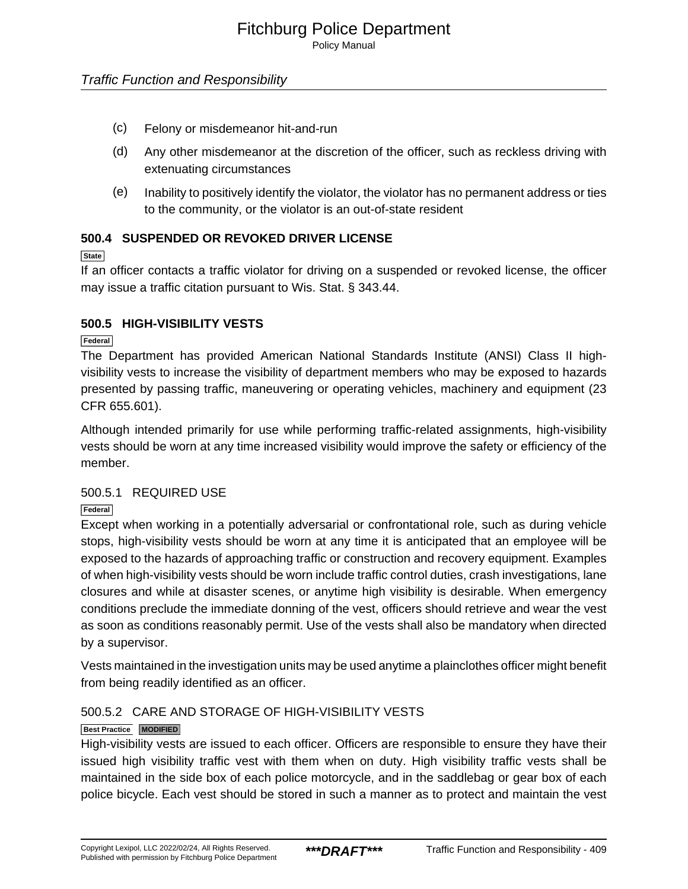(c) Felony or misdemeanor hit-and-run

(d) Any other misdemeanor at the discretion of the officer, such as reckless driving with extenuating circumstances

(e) Inability to positively identify the violator, the violator has no permanent address or ties to the community, or the violator is an out-of-state resident

## 500.4 SUSPENDED OR REVOKED DRIVER LICENSE

State

If an officer contacts a traffic violator for driving on a suspended or revoked license, the officer may issue a traffic citation pursuant to Wis. Stat. § 343.44.

## 500.5 HIGH-VISIBILITY VESTS

Federal

The Department has provided American National Standards Institute (ANSI) Class II high-visibility vests to increase the visibility of department members who may be exposed to hazards presented by passing traffic, maneuvering or operating vehicles, machinery and equipment (23 CFR 655.601).

Although intended primarily for use while performing traffic-related assignments, high-visibility vests should be worn at any time increased visibility would improve the safety or efficiency of the member.

### 500.5.1 REQUIRED USE

Federal

Except when working in a potentially adversarial or confrontational role, such as during vehicle stops, high-visibility vests should be worn at any time it is anticipated that an employee will be exposed to the hazards of approaching traffic or construction and recovery equipment. Examples of when high-visibility vests should be worn include traffic control duties, crash investigations, lane closures and while at disaster scenes, or anytime high visibility is desirable. When emergency conditions preclude the immediate donning of the vest, officers should retrieve and wear the vest as soon as conditions reasonably permit. Use of the vests shall also be mandatory when directed by a supervisor.

Vests maintained in the investigation units may be used anytime a plainclothes officer might benefit from being readily identified as an officer.

### 500.5.2 CARE AND STORAGE OF HIGH-VISIBILITY VESTS

Best Practice MODIFIED

High-visibility vests are issued to each officer. Officers are responsible to ensure they have their issued high visibility traffic vest with them when on duty. High visibility traffic vests shall be maintained in the side box of each police motorcycle, and in the saddlebag or gear box of each police bicycle. Each vest should be stored in such a manner as to protect and maintain the vest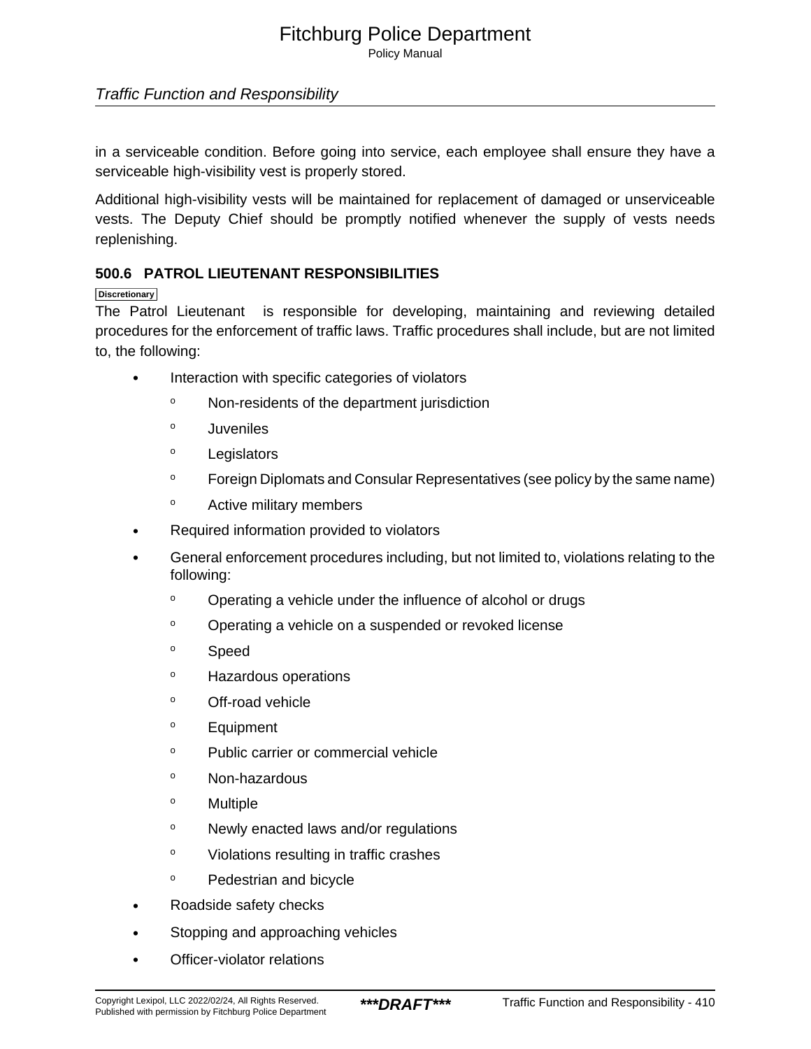in a serviceable condition. Before going into service, each employee shall ensure they have a serviceable high-visibility vest is properly stored.

Additional high-visibility vests will be maintained for replacement of damaged or unserviceable vests. The Deputy Chief should be promptly notified whenever the supply of vests needs replenishing.

### 500.6 PATROL LIEUTENANT RESPONSIBILITIES

Discretionary

The Patrol Lieutenant is responsible for developing, maintaining and reviewing detailed procedures for the enforcement of traffic laws. Traffic procedures shall include, but are not limited to, the following:

- Interaction with specific categories of violators
    - Non-residents of the department jurisdiction
    - Juveniles
    - Legislators
    - Foreign Diplomats and Consular Representatives (see policy by the same name)
    - Active military members
- Required information provided to violators
- General enforcement procedures including, but not limited to, violations relating to the following:
    - Operating a vehicle under the influence of alcohol or drugs
    - Operating a vehicle on a suspended or revoked license
    - Speed
    - Hazardous operations
    - Off-road vehicle
    - Equipment
    - Public carrier or commercial vehicle
    - Non-hazardous
    - Multiple
    - Newly enacted laws and/or regulations
    - Violations resulting in traffic crashes
    - Pedestrian and bicycle
- Roadside safety checks
- Stopping and approaching vehicles
- Officer-violator relations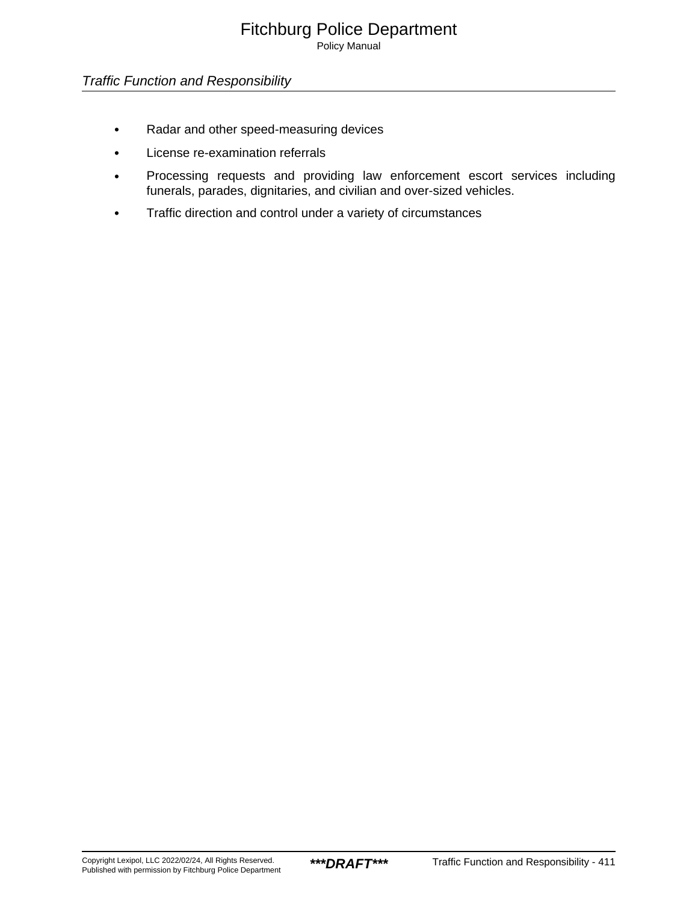- Radar and other speed-measuring devices
- License re-examination referrals
- Processing requests and providing law enforcement escort services including funerals, parades, dignitaries, and civilian and over-sized vehicles.
- Traffic direction and control under a variety of circumstances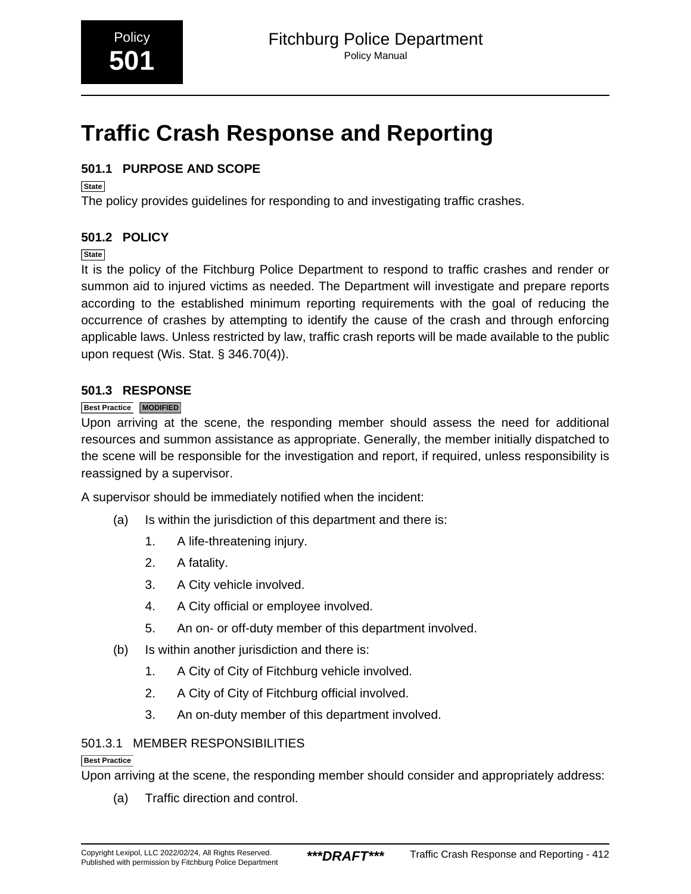# Traffic Crash Response and Reporting

## 501.1 PURPOSE AND SCOPE

State

The policy provides guidelines for responding to and investigating traffic crashes.

## 501.2 POLICY

State

It is the policy of the Fitchburg Police Department to respond to traffic crashes and render or summon aid to injured victims as needed. The Department will investigate and prepare reports according to the established minimum reporting requirements with the goal of reducing the occurrence of crashes by attempting to identify the cause of the crash and through enforcing applicable laws. Unless restricted by law, traffic crash reports will be made available to the public upon request (Wis. Stat. § 346.70(4)).

## 501.3 RESPONSE

Best Practice MODIFIED

Upon arriving at the scene, the responding member should assess the need for additional resources and summon assistance as appropriate. Generally, the member initially dispatched to the scene will be responsible for the investigation and report, if required, unless responsibility is reassigned by a supervisor.

A supervisor should be immediately notified when the incident:

(a) Is within the jurisdiction of this department and there is:

1. A life-threatening injury.
2. A fatality.
3. A City vehicle involved.
4. A City official or employee involved.
5. An on- or off-duty member of this department involved.

(b) Is within another jurisdiction and there is:

1. A City of City of Fitchburg vehicle involved.
2. A City of City of Fitchburg official involved.
3. An on-duty member of this department involved.

### 501.3.1 MEMBER RESPONSIBILITIES

Best Practice

Upon arriving at the scene, the responding member should consider and appropriately address:

(a) Traffic direction and control.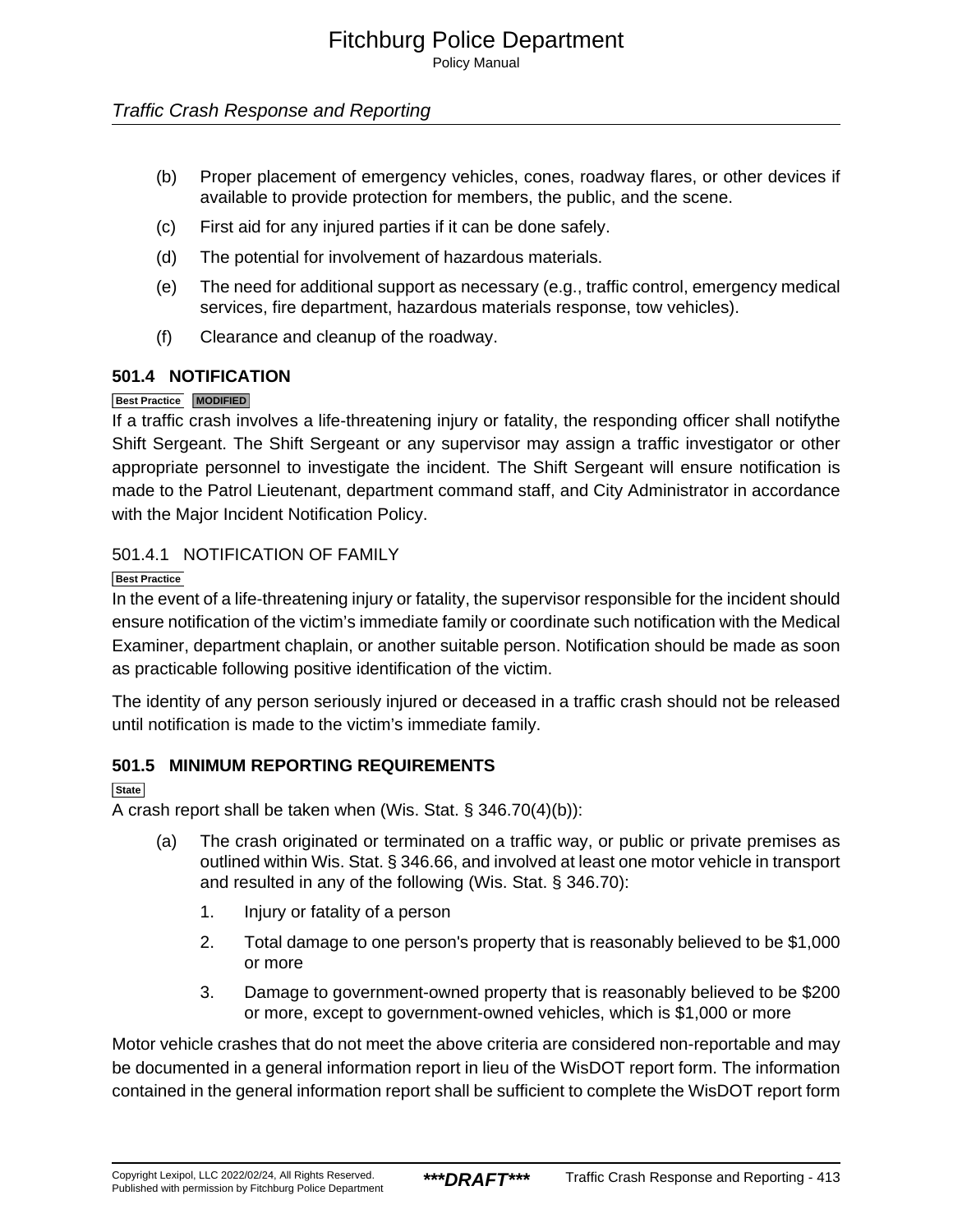(b) Proper placement of emergency vehicles, cones, roadway flares, or other devices if available to provide protection for members, the public, and the scene.

(c) First aid for any injured parties if it can be done safely.

(d) The potential for involvement of hazardous materials.

(e) The need for additional support as necessary (e.g., traffic control, emergency medical services, fire department, hazardous materials response, tow vehicles).

(f) Clearance and cleanup of the roadway.

## 501.4 NOTIFICATION

Best Practice MODIFIED

If a traffic crash involves a life-threatening injury or fatality, the responding officer shall notifythe Shift Sergeant. The Shift Sergeant or any supervisor may assign a traffic investigator or other appropriate personnel to investigate the incident. The Shift Sergeant will ensure notification is made to the Patrol Lieutenant, department command staff, and City Administrator in accordance with the Major Incident Notification Policy.

### 501.4.1 NOTIFICATION OF FAMILY

Best Practice

In the event of a life-threatening injury or fatality, the supervisor responsible for the incident should ensure notification of the victim's immediate family or coordinate such notification with the Medical Examiner, department chaplain, or another suitable person. Notification should be made as soon as practicable following positive identification of the victim.

The identity of any person seriously injured or deceased in a traffic crash should not be released until notification is made to the victim's immediate family.

## 501.5 MINIMUM REPORTING REQUIREMENTS

State

A crash report shall be taken when (Wis. Stat. § 346.70(4)(b)):

(a) The crash originated or terminated on a traffic way, or public or private premises as outlined within Wis. Stat. § 346.66, and involved at least one motor vehicle in transport and resulted in any of the following (Wis. Stat. § 346.70):

1. Injury or fatality of a person

2. Total damage to one person's property that is reasonably believed to be $1,000 or more

3. Damage to government-owned property that is reasonably believed to be $200 or more, except to government-owned vehicles, which is $1,000 or more

Motor vehicle crashes that do not meet the above criteria are considered non-reportable and may be documented in a general information report in lieu of the WisDOT report form. The information contained in the general information report shall be sufficient to complete the WisDOT report form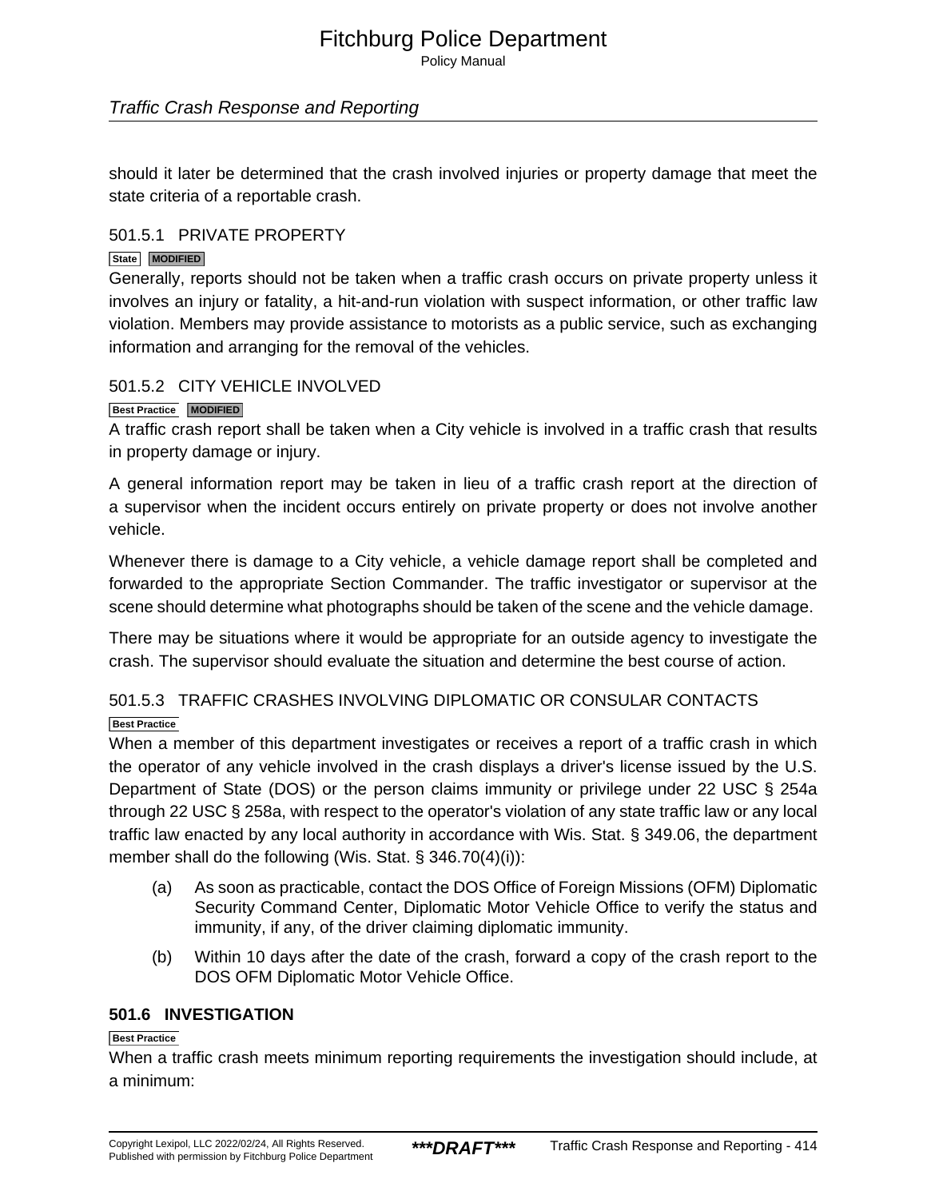should it later be determined that the crash involved injuries or property damage that meet the state criteria of a reportable crash.

### 501.5.1 PRIVATE PROPERTY

State MODIFIED

Generally, reports should not be taken when a traffic crash occurs on private property unless it involves an injury or fatality, a hit-and-run violation with suspect information, or other traffic law violation. Members may provide assistance to motorists as a public service, such as exchanging information and arranging for the removal of the vehicles.

### 501.5.2 CITY VEHICLE INVOLVED

Best Practice MODIFIED

A traffic crash report shall be taken when a City vehicle is involved in a traffic crash that results in property damage or injury.

A general information report may be taken in lieu of a traffic crash report at the direction of a supervisor when the incident occurs entirely on private property or does not involve another vehicle.

Whenever there is damage to a City vehicle, a vehicle damage report shall be completed and forwarded to the appropriate Section Commander. The traffic investigator or supervisor at the scene should determine what photographs should be taken of the scene and the vehicle damage.

There may be situations where it would be appropriate for an outside agency to investigate the crash. The supervisor should evaluate the situation and determine the best course of action.

### 501.5.3 TRAFFIC CRASHES INVOLVING DIPLOMATIC OR CONSULAR CONTACTS

Best Practice

When a member of this department investigates or receives a report of a traffic crash in which the operator of any vehicle involved in the crash displays a driver's license issued by the U.S. Department of State (DOS) or the person claims immunity or privilege under 22 USC § 254a through 22 USC § 258a, with respect to the operator's violation of any state traffic law or any local traffic law enacted by any local authority in accordance with Wis. Stat. § 349.06, the department member shall do the following (Wis. Stat. § 346.70(4)(i)):

(a) As soon as practicable, contact the DOS Office of Foreign Missions (OFM) Diplomatic Security Command Center, Diplomatic Motor Vehicle Office to verify the status and immunity, if any, of the driver claiming diplomatic immunity.

(b) Within 10 days after the date of the crash, forward a copy of the crash report to the DOS OFM Diplomatic Motor Vehicle Office.

## 501.6 INVESTIGATION

Best Practice

When a traffic crash meets minimum reporting requirements the investigation should include, at a minimum: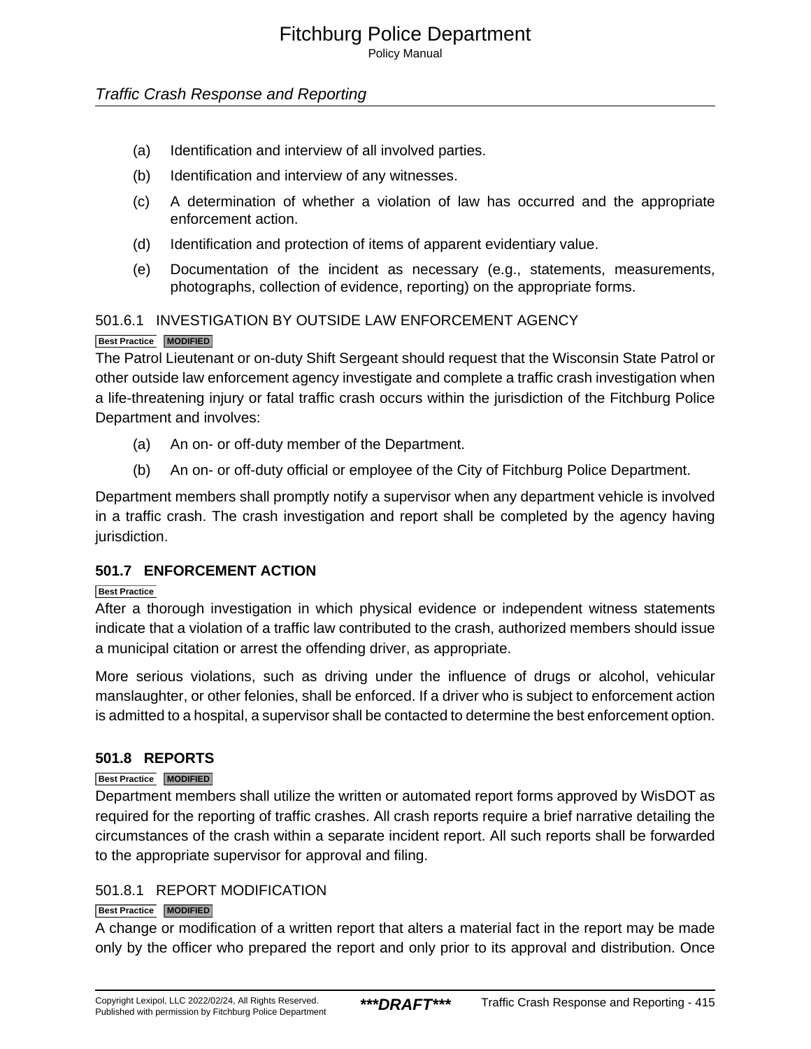(a) Identification and interview of all involved parties.

(b) Identification and interview of any witnesses.

(c) A determination of whether a violation of law has occurred and the appropriate enforcement action.

(d) Identification and protection of items of apparent evidentiary value.

(e) Documentation of the incident as necessary (e.g., statements, measurements, photographs, collection of evidence, reporting) on the appropriate forms.

### 501.6.1 INVESTIGATION BY OUTSIDE LAW ENFORCEMENT AGENCY

Best Practice MODIFIED

The Patrol Lieutenant or on-duty Shift Sergeant should request that the Wisconsin State Patrol or other outside law enforcement agency investigate and complete a traffic crash investigation when a life-threatening injury or fatal traffic crash occurs within the jurisdiction of the Fitchburg Police Department and involves:

(a) An on- or off-duty member of the Department.

(b) An on- or off-duty official or employee of the City of Fitchburg Police Department.

Department members shall promptly notify a supervisor when any department vehicle is involved in a traffic crash. The crash investigation and report shall be completed by the agency having jurisdiction.

## 501.7 ENFORCEMENT ACTION

Best Practice

After a thorough investigation in which physical evidence or independent witness statements indicate that a violation of a traffic law contributed to the crash, authorized members should issue a municipal citation or arrest the offending driver, as appropriate.

More serious violations, such as driving under the influence of drugs or alcohol, vehicular manslaughter, or other felonies, shall be enforced. If a driver who is subject to enforcement action is admitted to a hospital, a supervisor shall be contacted to determine the best enforcement option.

## 501.8 REPORTS

Best Practice MODIFIED

Department members shall utilize the written or automated report forms approved by WisDOT as required for the reporting of traffic crashes. All crash reports require a brief narrative detailing the circumstances of the crash within a separate incident report. All such reports shall be forwarded to the appropriate supervisor for approval and filing.

### 501.8.1 REPORT MODIFICATION

Best Practice MODIFIED

A change or modification of a written report that alters a material fact in the report may be made only by the officer who prepared the report and only prior to its approval and distribution. Once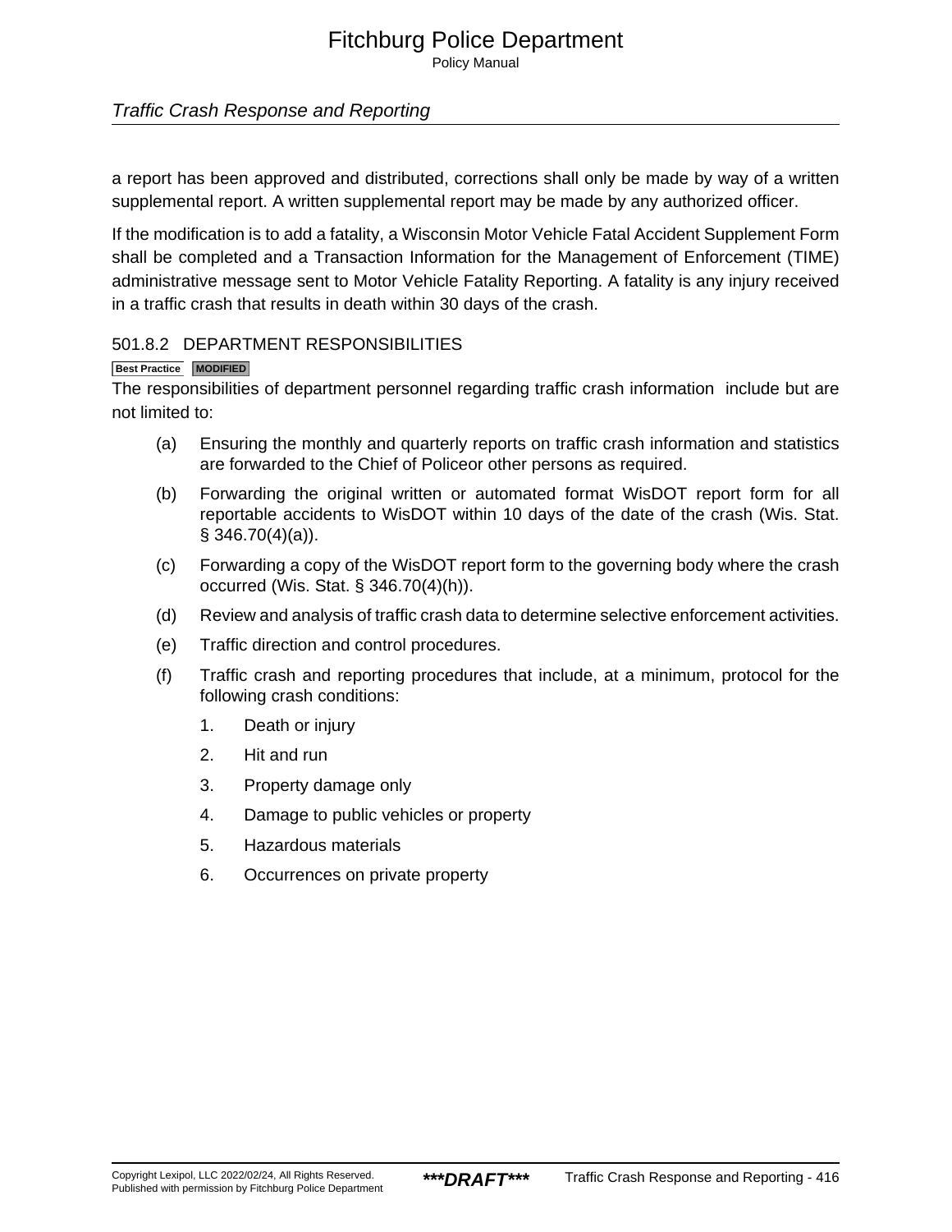a report has been approved and distributed, corrections shall only be made by way of a written supplemental report. A written supplemental report may be made by any authorized officer.

If the modification is to add a fatality, a Wisconsin Motor Vehicle Fatal Accident Supplement Form shall be completed and a Transaction Information for the Management of Enforcement (TIME) administrative message sent to Motor Vehicle Fatality Reporting. A fatality is any injury received in a traffic crash that results in death within 30 days of the crash.

### 501.8.2 DEPARTMENT RESPONSIBILITIES

Best Practice MODIFIED

The responsibilities of department personnel regarding traffic crash information include but are not limited to:

(a) Ensuring the monthly and quarterly reports on traffic crash information and statistics are forwarded to the Chief of Policeor other persons as required.

(b) Forwarding the original written or automated format WisDOT report form for all reportable accidents to WisDOT within 10 days of the date of the crash (Wis. Stat. § 346.70(4)(a)).

(c) Forwarding a copy of the WisDOT report form to the governing body where the crash occurred (Wis. Stat. § 346.70(4)(h)).

(d) Review and analysis of traffic crash data to determine selective enforcement activities.

(e) Traffic direction and control procedures.

(f) Traffic crash and reporting procedures that include, at a minimum, protocol for the following crash conditions:

1. Death or injury
2. Hit and run
3. Property damage only
4. Damage to public vehicles or property
5. Hazardous materials
6. Occurrences on private property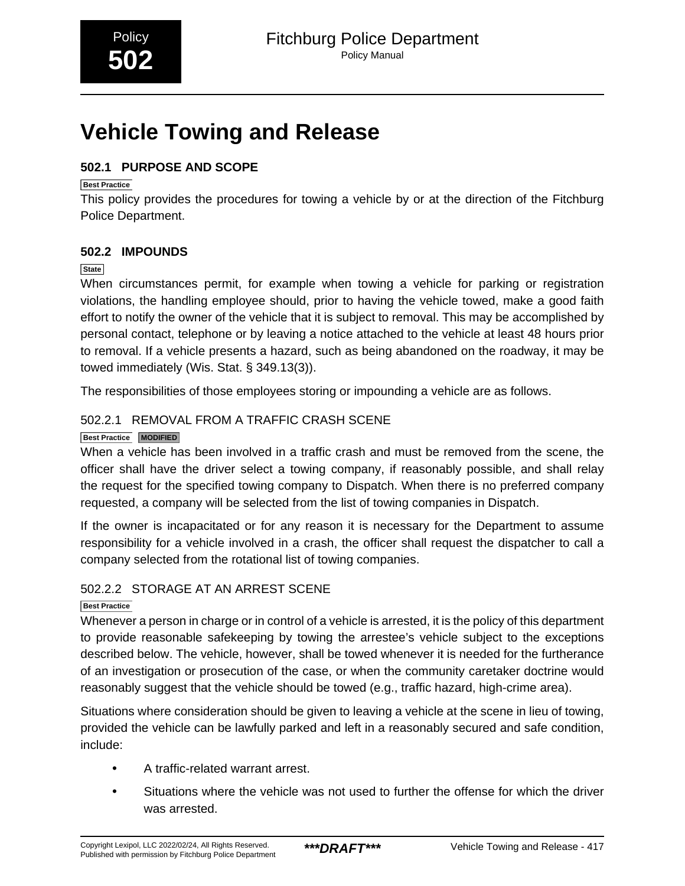# Vehicle Towing and Release

## 502.1 PURPOSE AND SCOPE

Best Practice

This policy provides the procedures for towing a vehicle by or at the direction of the Fitchburg Police Department.

## 502.2 IMPOUNDS

State

When circumstances permit, for example when towing a vehicle for parking or registration violations, the handling employee should, prior to having the vehicle towed, make a good faith effort to notify the owner of the vehicle that it is subject to removal. This may be accomplished by personal contact, telephone or by leaving a notice attached to the vehicle at least 48 hours prior to removal. If a vehicle presents a hazard, such as being abandoned on the roadway, it may be towed immediately (Wis. Stat. § 349.13(3)).

The responsibilities of those employees storing or impounding a vehicle are as follows.

### 502.2.1 REMOVAL FROM A TRAFFIC CRASH SCENE

Best Practice MODIFIED

When a vehicle has been involved in a traffic crash and must be removed from the scene, the officer shall have the driver select a towing company, if reasonably possible, and shall relay the request for the specified towing company to Dispatch. When there is no preferred company requested, a company will be selected from the list of towing companies in Dispatch.

If the owner is incapacitated or for any reason it is necessary for the Department to assume responsibility for a vehicle involved in a crash, the officer shall request the dispatcher to call a company selected from the rotational list of towing companies.

### 502.2.2 STORAGE AT AN ARREST SCENE

Best Practice

Whenever a person in charge or in control of a vehicle is arrested, it is the policy of this department to provide reasonable safekeeping by towing the arrestee's vehicle subject to the exceptions described below. The vehicle, however, shall be towed whenever it is needed for the furtherance of an investigation or prosecution of the case, or when the community caretaker doctrine would reasonably suggest that the vehicle should be towed (e.g., traffic hazard, high-crime area).

Situations where consideration should be given to leaving a vehicle at the scene in lieu of towing, provided the vehicle can be lawfully parked and left in a reasonably secured and safe condition, include:

- A traffic-related warrant arrest.
- Situations where the vehicle was not used to further the offense for which the driver was arrested.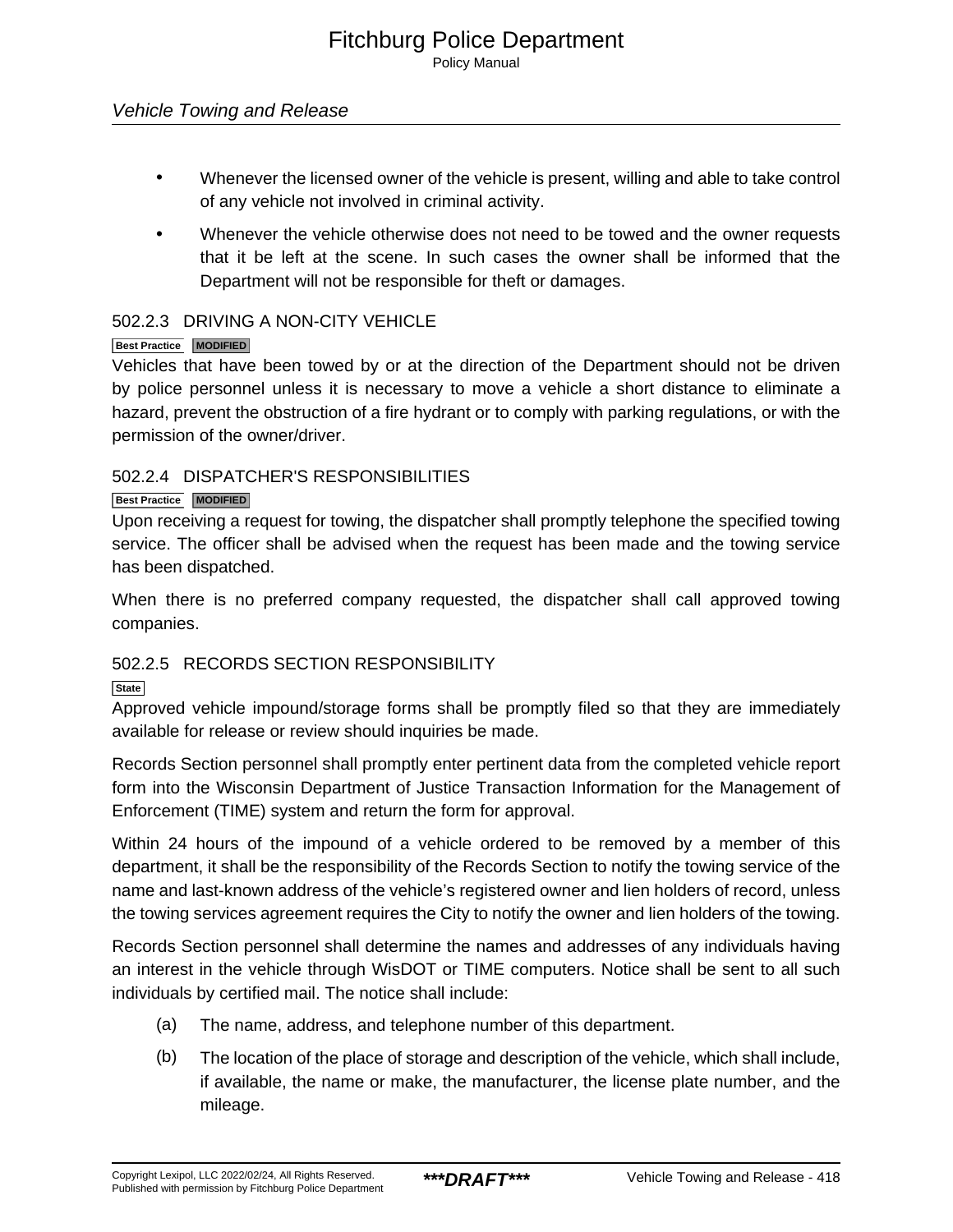- Whenever the licensed owner of the vehicle is present, willing and able to take control of any vehicle not involved in criminal activity.
- Whenever the vehicle otherwise does not need to be towed and the owner requests that it be left at the scene. In such cases the owner shall be informed that the Department will not be responsible for theft or damages.

### 502.2.3 DRIVING A NON-CITY VEHICLE

Best Practice MODIFIED

Vehicles that have been towed by or at the direction of the Department should not be driven by police personnel unless it is necessary to move a vehicle a short distance to eliminate a hazard, prevent the obstruction of a fire hydrant or to comply with parking regulations, or with the permission of the owner/driver.

### 502.2.4 DISPATCHER'S RESPONSIBILITIES

Best Practice MODIFIED

Upon receiving a request for towing, the dispatcher shall promptly telephone the specified towing service. The officer shall be advised when the request has been made and the towing service has been dispatched.

When there is no preferred company requested, the dispatcher shall call approved towing companies.

### 502.2.5 RECORDS SECTION RESPONSIBILITY

State

Approved vehicle impound/storage forms shall be promptly filed so that they are immediately available for release or review should inquiries be made.

Records Section personnel shall promptly enter pertinent data from the completed vehicle report form into the Wisconsin Department of Justice Transaction Information for the Management of Enforcement (TIME) system and return the form for approval.

Within 24 hours of the impound of a vehicle ordered to be removed by a member of this department, it shall be the responsibility of the Records Section to notify the towing service of the name and last-known address of the vehicle’s registered owner and lien holders of record, unless the towing services agreement requires the City to notify the owner and lien holders of the towing.

Records Section personnel shall determine the names and addresses of any individuals having an interest in the vehicle through WisDOT or TIME computers. Notice shall be sent to all such individuals by certified mail. The notice shall include:

(a) The name, address, and telephone number of this department.

(b) The location of the place of storage and description of the vehicle, which shall include, if available, the name or make, the manufacturer, the license plate number, and the mileage.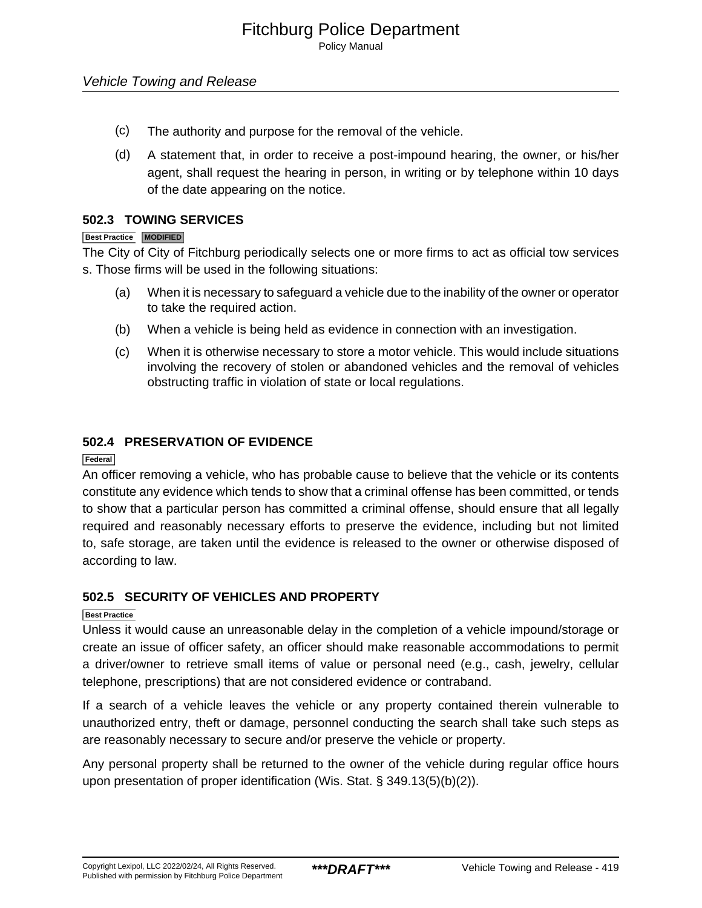(c) The authority and purpose for the removal of the vehicle.

(d) A statement that, in order to receive a post-impound hearing, the owner, or his/her agent, shall request the hearing in person, in writing or by telephone within 10 days of the date appearing on the notice.

### 502.3 TOWING SERVICES

Best Practice MODIFIED

The City of City of Fitchburg periodically selects one or more firms to act as official tow services s. Those firms will be used in the following situations:

(a) When it is necessary to safeguard a vehicle due to the inability of the owner or operator to take the required action.

(b) When a vehicle is being held as evidence in connection with an investigation.

(c) When it is otherwise necessary to store a motor vehicle. This would include situations involving the recovery of stolen or abandoned vehicles and the removal of vehicles obstructing traffic in violation of state or local regulations.

### 502.4 PRESERVATION OF EVIDENCE

Federal

An officer removing a vehicle, who has probable cause to believe that the vehicle or its contents constitute any evidence which tends to show that a criminal offense has been committed, or tends to show that a particular person has committed a criminal offense, should ensure that all legally required and reasonably necessary efforts to preserve the evidence, including but not limited to, safe storage, are taken until the evidence is released to the owner or otherwise disposed of according to law.

### 502.5 SECURITY OF VEHICLES AND PROPERTY

Best Practice

Unless it would cause an unreasonable delay in the completion of a vehicle impound/storage or create an issue of officer safety, an officer should make reasonable accommodations to permit a driver/owner to retrieve small items of value or personal need (e.g., cash, jewelry, cellular telephone, prescriptions) that are not considered evidence or contraband.

If a search of a vehicle leaves the vehicle or any property contained therein vulnerable to unauthorized entry, theft or damage, personnel conducting the search shall take such steps as are reasonably necessary to secure and/or preserve the vehicle or property.

Any personal property shall be returned to the owner of the vehicle during regular office hours upon presentation of proper identification (Wis. Stat. § 349.13(5)(b)(2)).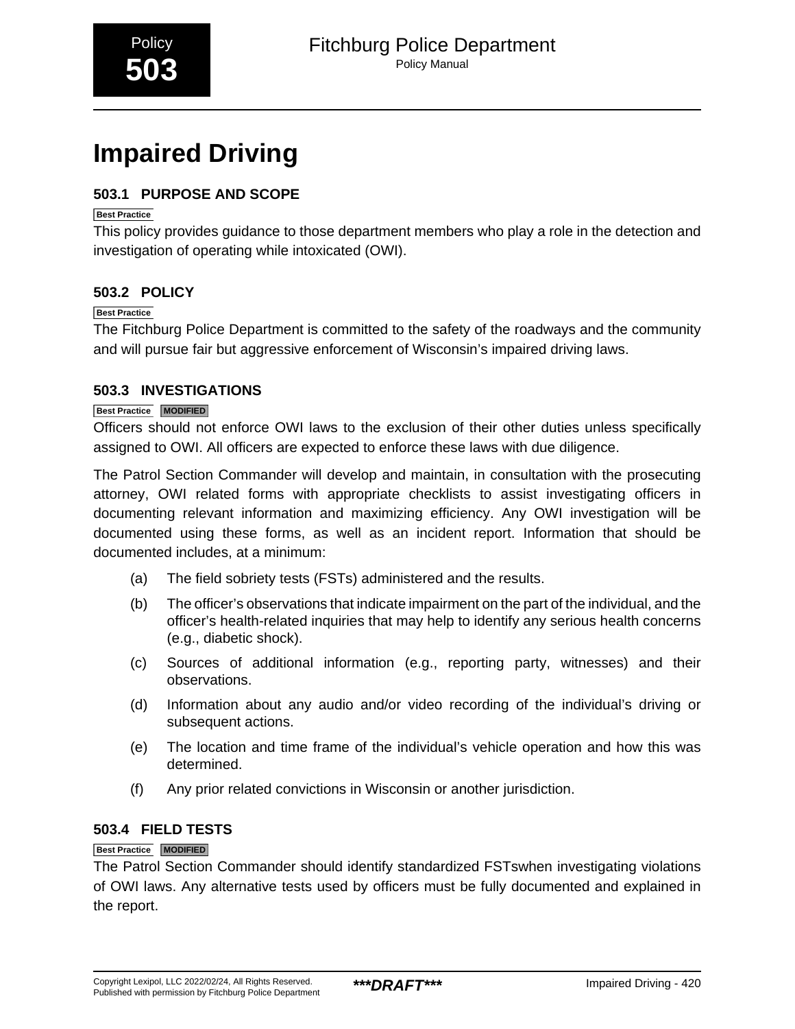Policy **503**

# Impaired Driving

## 503.1 PURPOSE AND SCOPE

Best Practice

This policy provides guidance to those department members who play a role in the detection and investigation of operating while intoxicated (OWI).

## 503.2 POLICY

Best Practice

The Fitchburg Police Department is committed to the safety of the roadways and the community and will pursue fair but aggressive enforcement of Wisconsin's impaired driving laws.

## 503.3 INVESTIGATIONS

Best Practice MODIFIED

Officers should not enforce OWI laws to the exclusion of their other duties unless specifically assigned to OWI. All officers are expected to enforce these laws with due diligence.

The Patrol Section Commander will develop and maintain, in consultation with the prosecuting attorney, OWI related forms with appropriate checklists to assist investigating officers in documenting relevant information and maximizing efficiency. Any OWI investigation will be documented using these forms, as well as an incident report. Information that should be documented includes, at a minimum:

(a) The field sobriety tests (FSTs) administered and the results.

(b) The officer's observations that indicate impairment on the part of the individual, and the officer's health-related inquiries that may help to identify any serious health concerns (e.g., diabetic shock).

(c) Sources of additional information (e.g., reporting party, witnesses) and their observations.

(d) Information about any audio and/or video recording of the individual's driving or subsequent actions.

(e) The location and time frame of the individual's vehicle operation and how this was determined.

(f) Any prior related convictions in Wisconsin or another jurisdiction.

## 503.4 FIELD TESTS

Best Practice MODIFIED

The Patrol Section Commander should identify standardized FSTswhen investigating violations of OWI laws. Any alternative tests used by officers must be fully documented and explained in the report.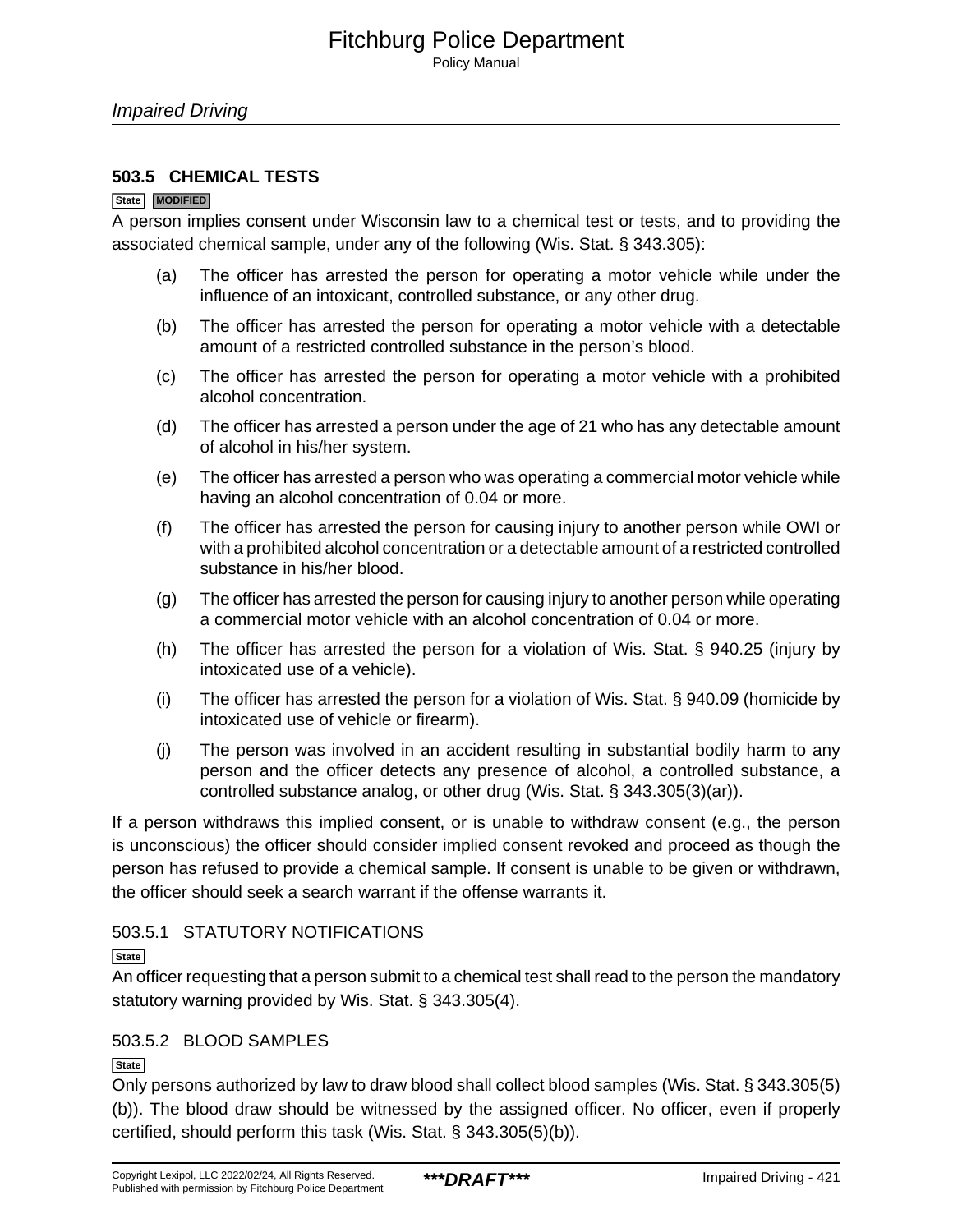### 503.5 CHEMICAL TESTS

State MODIFIED

A person implies consent under Wisconsin law to a chemical test or tests, and to providing the associated chemical sample, under any of the following (Wis. Stat. § 343.305):

(a) The officer has arrested the person for operating a motor vehicle while under the influence of an intoxicant, controlled substance, or any other drug.

(b) The officer has arrested the person for operating a motor vehicle with a detectable amount of a restricted controlled substance in the person’s blood.

(c) The officer has arrested the person for operating a motor vehicle with a prohibited alcohol concentration.

(d) The officer has arrested a person under the age of 21 who has any detectable amount of alcohol in his/her system.

(e) The officer has arrested a person who was operating a commercial motor vehicle while having an alcohol concentration of 0.04 or more.

(f) The officer has arrested the person for causing injury to another person while OWI or with a prohibited alcohol concentration or a detectable amount of a restricted controlled substance in his/her blood.

(g) The officer has arrested the person for causing injury to another person while operating a commercial motor vehicle with an alcohol concentration of 0.04 or more.

(h) The officer has arrested the person for a violation of Wis. Stat. § 940.25 (injury by intoxicated use of a vehicle).

(i) The officer has arrested the person for a violation of Wis. Stat. § 940.09 (homicide by intoxicated use of vehicle or firearm).

(j) The person was involved in an accident resulting in substantial bodily harm to any person and the officer detects any presence of alcohol, a controlled substance, a controlled substance analog, or other drug (Wis. Stat. § 343.305(3)(ar)).

If a person withdraws this implied consent, or is unable to withdraw consent (e.g., the person is unconscious) the officer should consider implied consent revoked and proceed as though the person has refused to provide a chemical sample. If consent is unable to be given or withdrawn, the officer should seek a search warrant if the offense warrants it.

#### 503.5.1 STATUTORY NOTIFICATIONS

State

An officer requesting that a person submit to a chemical test shall read to the person the mandatory statutory warning provided by Wis. Stat. § 343.305(4).

#### 503.5.2 BLOOD SAMPLES

State

Only persons authorized by law to draw blood shall collect blood samples (Wis. Stat. § 343.305(5)(b)). The blood draw should be witnessed by the assigned officer. No officer, even if properly certified, should perform this task (Wis. Stat. § 343.305(5)(b)).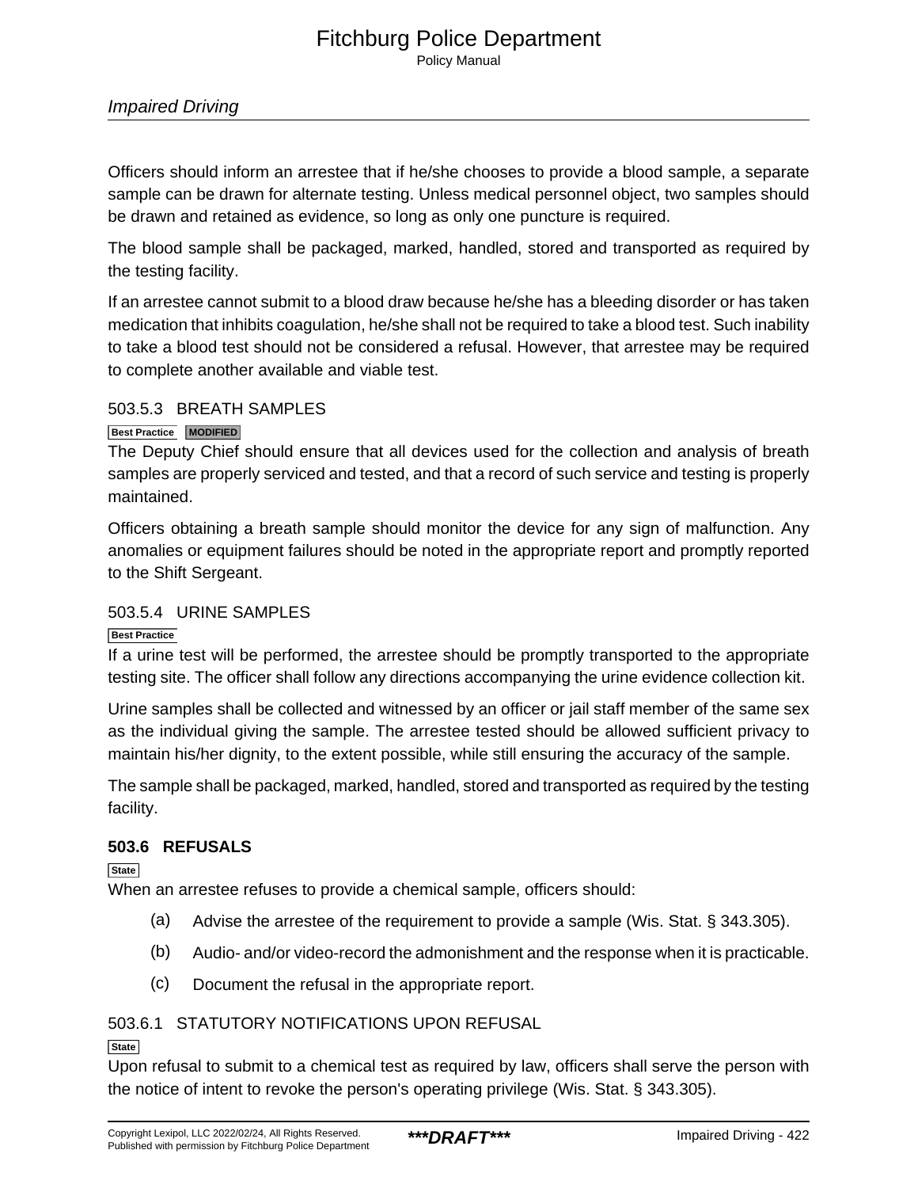Officers should inform an arrestee that if he/she chooses to provide a blood sample, a separate sample can be drawn for alternate testing. Unless medical personnel object, two samples should be drawn and retained as evidence, so long as only one puncture is required.

The blood sample shall be packaged, marked, handled, stored and transported as required by the testing facility.

If an arrestee cannot submit to a blood draw because he/she has a bleeding disorder or has taken medication that inhibits coagulation, he/she shall not be required to take a blood test. Such inability to take a blood test should not be considered a refusal. However, that arrestee may be required to complete another available and viable test.

### 503.5.3 BREATH SAMPLES

Best Practice MODIFIED

The Deputy Chief should ensure that all devices used for the collection and analysis of breath samples are properly serviced and tested, and that a record of such service and testing is properly maintained.

Officers obtaining a breath sample should monitor the device for any sign of malfunction. Any anomalies or equipment failures should be noted in the appropriate report and promptly reported to the Shift Sergeant.

### 503.5.4 URINE SAMPLES

Best Practice

If a urine test will be performed, the arrestee should be promptly transported to the appropriate testing site. The officer shall follow any directions accompanying the urine evidence collection kit.

Urine samples shall be collected and witnessed by an officer or jail staff member of the same sex as the individual giving the sample. The arrestee tested should be allowed sufficient privacy to maintain his/her dignity, to the extent possible, while still ensuring the accuracy of the sample.

The sample shall be packaged, marked, handled, stored and transported as required by the testing facility.

## 503.6 REFUSALS

State

When an arrestee refuses to provide a chemical sample, officers should:

(a) Advise the arrestee of the requirement to provide a sample (Wis. Stat. § 343.305).

(b) Audio- and/or video-record the admonishment and the response when it is practicable.

(c) Document the refusal in the appropriate report.

### 503.6.1 STATUTORY NOTIFICATIONS UPON REFUSAL

State

Upon refusal to submit to a chemical test as required by law, officers shall serve the person with the notice of intent to revoke the person's operating privilege (Wis. Stat. § 343.305).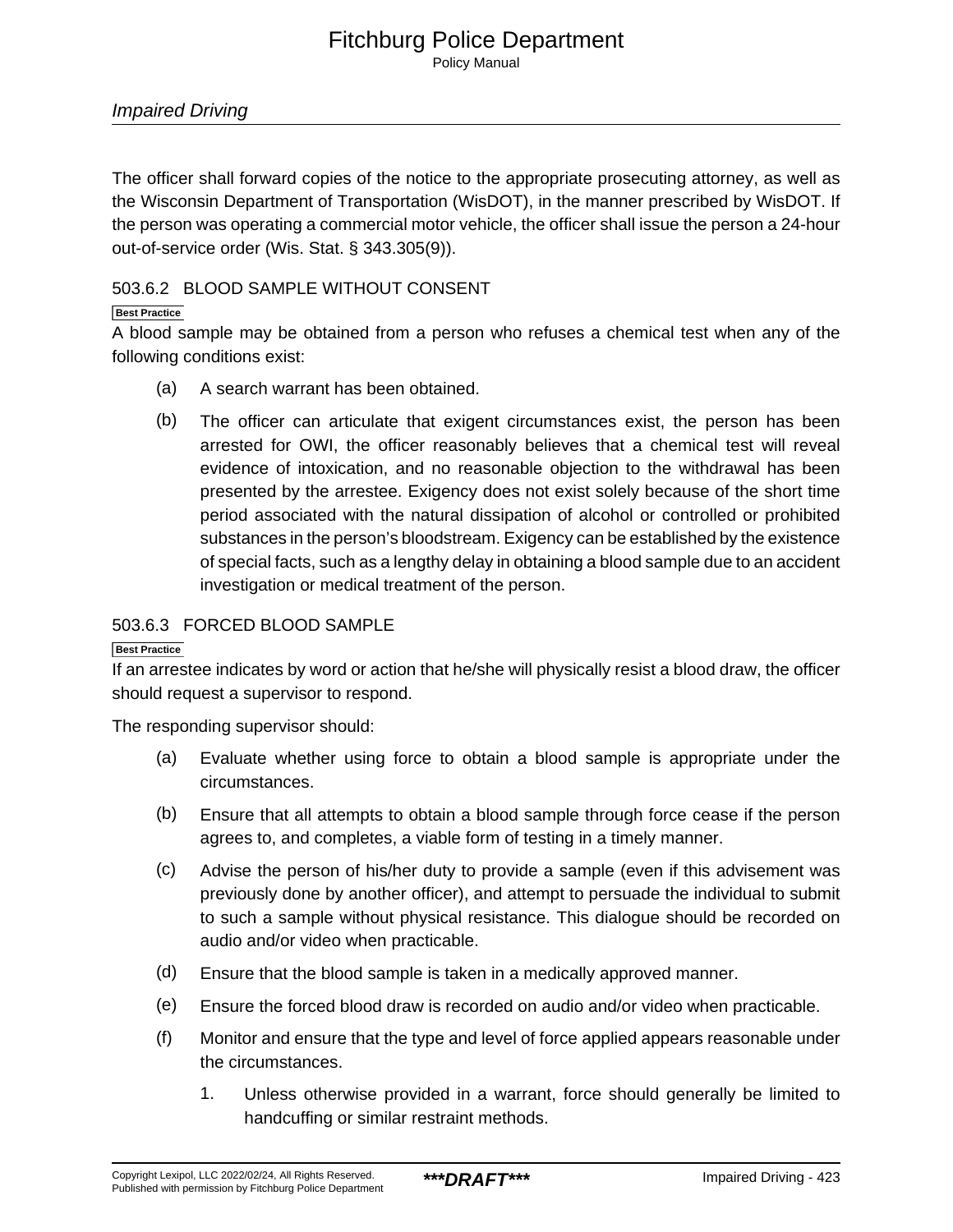The officer shall forward copies of the notice to the appropriate prosecuting attorney, as well as the Wisconsin Department of Transportation (WisDOT), in the manner prescribed by WisDOT. If the person was operating a commercial motor vehicle, the officer shall issue the person a 24-hour out-of-service order (Wis. Stat. § 343.305(9)).

### 503.6.2 BLOOD SAMPLE WITHOUT CONSENT

**Best Practice**

A blood sample may be obtained from a person who refuses a chemical test when any of the following conditions exist:

(a) A search warrant has been obtained.

(b) The officer can articulate that exigent circumstances exist, the person has been arrested for OWI, the officer reasonably believes that a chemical test will reveal evidence of intoxication, and no reasonable objection to the withdrawal has been presented by the arrestee. Exigency does not exist solely because of the short time period associated with the natural dissipation of alcohol or controlled or prohibited substances in the person's bloodstream. Exigency can be established by the existence of special facts, such as a lengthy delay in obtaining a blood sample due to an accident investigation or medical treatment of the person.

### 503.6.3 FORCED BLOOD SAMPLE

**Best Practice**

If an arrestee indicates by word or action that he/she will physically resist a blood draw, the officer should request a supervisor to respond.

The responding supervisor should:

(a) Evaluate whether using force to obtain a blood sample is appropriate under the circumstances.

(b) Ensure that all attempts to obtain a blood sample through force cease if the person agrees to, and completes, a viable form of testing in a timely manner.

(c) Advise the person of his/her duty to provide a sample (even if this advisement was previously done by another officer), and attempt to persuade the individual to submit to such a sample without physical resistance. This dialogue should be recorded on audio and/or video when practicable.

(d) Ensure that the blood sample is taken in a medically approved manner.

(e) Ensure the forced blood draw is recorded on audio and/or video when practicable.

(f) Monitor and ensure that the type and level of force applied appears reasonable under the circumstances.

   1. Unless otherwise provided in a warrant, force should generally be limited to handcuffing or similar restraint methods.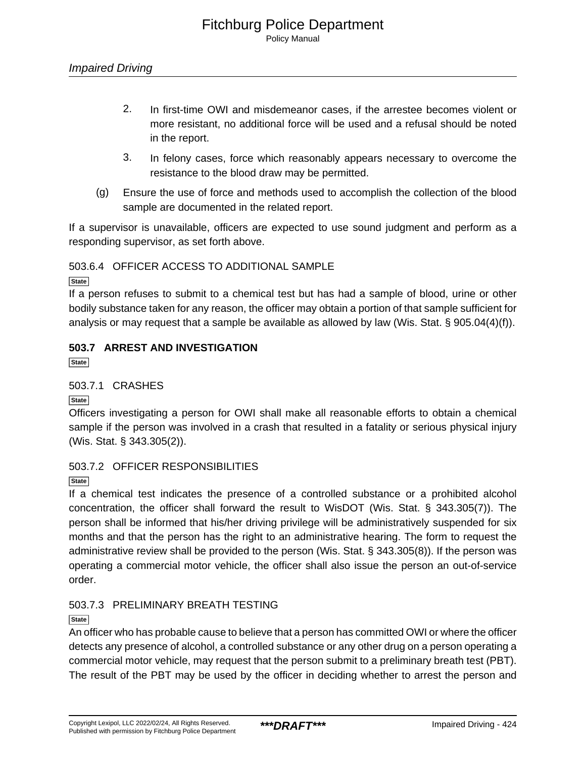2. In first-time OWI and misdemeanor cases, if the arrestee becomes violent or more resistant, no additional force will be used and a refusal should be noted in the report.

3. In felony cases, force which reasonably appears necessary to overcome the resistance to the blood draw may be permitted.

(g) Ensure the use of force and methods used to accomplish the collection of the blood sample are documented in the related report.

If a supervisor is unavailable, officers are expected to use sound judgment and perform as a responding supervisor, as set forth above.

### 503.6.4 OFFICER ACCESS TO ADDITIONAL SAMPLE

State

If a person refuses to submit to a chemical test but has had a sample of blood, urine or other bodily substance taken for any reason, the officer may obtain a portion of that sample sufficient for analysis or may request that a sample be available as allowed by law (Wis. Stat. § 905.04(4)(f)).

## 503.7 ARREST AND INVESTIGATION

State

### 503.7.1 CRASHES

State

Officers investigating a person for OWI shall make all reasonable efforts to obtain a chemical sample if the person was involved in a crash that resulted in a fatality or serious physical injury (Wis. Stat. § 343.305(2)).

### 503.7.2 OFFICER RESPONSIBILITIES

State

If a chemical test indicates the presence of a controlled substance or a prohibited alcohol concentration, the officer shall forward the result to WisDOT (Wis. Stat. § 343.305(7)). The person shall be informed that his/her driving privilege will be administratively suspended for six months and that the person has the right to an administrative hearing. The form to request the administrative review shall be provided to the person (Wis. Stat. § 343.305(8)). If the person was operating a commercial motor vehicle, the officer shall also issue the person an out-of-service order.

### 503.7.3 PRELIMINARY BREATH TESTING

State

An officer who has probable cause to believe that a person has committed OWI or where the officer detects any presence of alcohol, a controlled substance or any other drug on a person operating a commercial motor vehicle, may request that the person submit to a preliminary breath test (PBT). The result of the PBT may be used by the officer in deciding whether to arrest the person and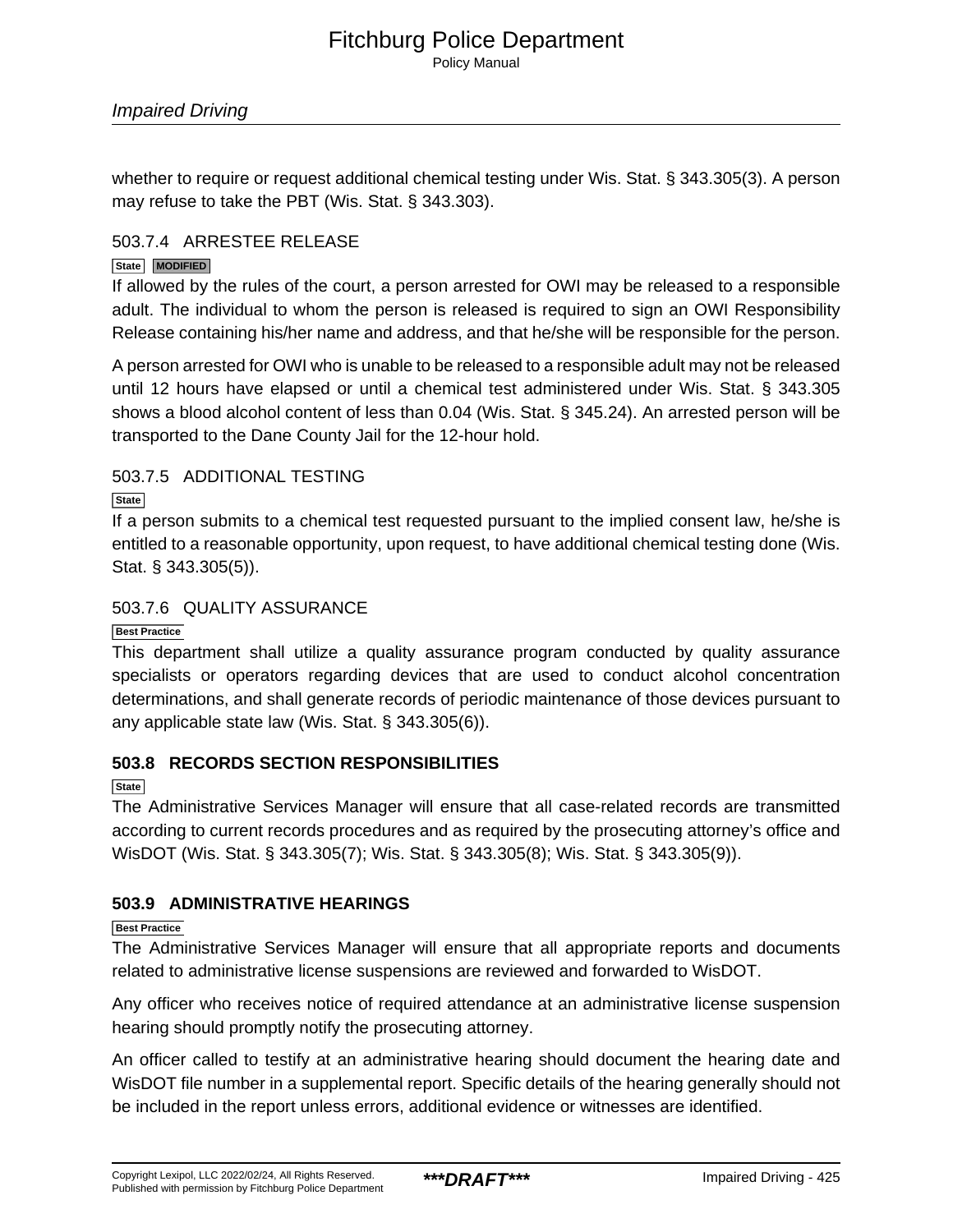whether to require or request additional chemical testing under Wis. Stat. § 343.305(3). A person may refuse to take the PBT (Wis. Stat. § 343.303).

### 503.7.4 ARRESTEE RELEASE

State MODIFIED

If allowed by the rules of the court, a person arrested for OWI may be released to a responsible adult. The individual to whom the person is released is required to sign an OWI Responsibility Release containing his/her name and address, and that he/she will be responsible for the person.

A person arrested for OWI who is unable to be released to a responsible adult may not be released until 12 hours have elapsed or until a chemical test administered under Wis. Stat. § 343.305 shows a blood alcohol content of less than 0.04 (Wis. Stat. § 345.24). An arrested person will be transported to the Dane County Jail for the 12-hour hold.

### 503.7.5 ADDITIONAL TESTING

State

If a person submits to a chemical test requested pursuant to the implied consent law, he/she is entitled to a reasonable opportunity, upon request, to have additional chemical testing done (Wis. Stat. § 343.305(5)).

### 503.7.6 QUALITY ASSURANCE

Best Practice

This department shall utilize a quality assurance program conducted by quality assurance specialists or operators regarding devices that are used to conduct alcohol concentration determinations, and shall generate records of periodic maintenance of those devices pursuant to any applicable state law (Wis. Stat. § 343.305(6)).

## 503.8 RECORDS SECTION RESPONSIBILITIES

State

The Administrative Services Manager will ensure that all case-related records are transmitted according to current records procedures and as required by the prosecuting attorney's office and WisDOT (Wis. Stat. § 343.305(7); Wis. Stat. § 343.305(8); Wis. Stat. § 343.305(9)).

## 503.9 ADMINISTRATIVE HEARINGS

Best Practice

The Administrative Services Manager will ensure that all appropriate reports and documents related to administrative license suspensions are reviewed and forwarded to WisDOT.

Any officer who receives notice of required attendance at an administrative license suspension hearing should promptly notify the prosecuting attorney.

An officer called to testify at an administrative hearing should document the hearing date and WisDOT file number in a supplemental report. Specific details of the hearing generally should not be included in the report unless errors, additional evidence or witnesses are identified.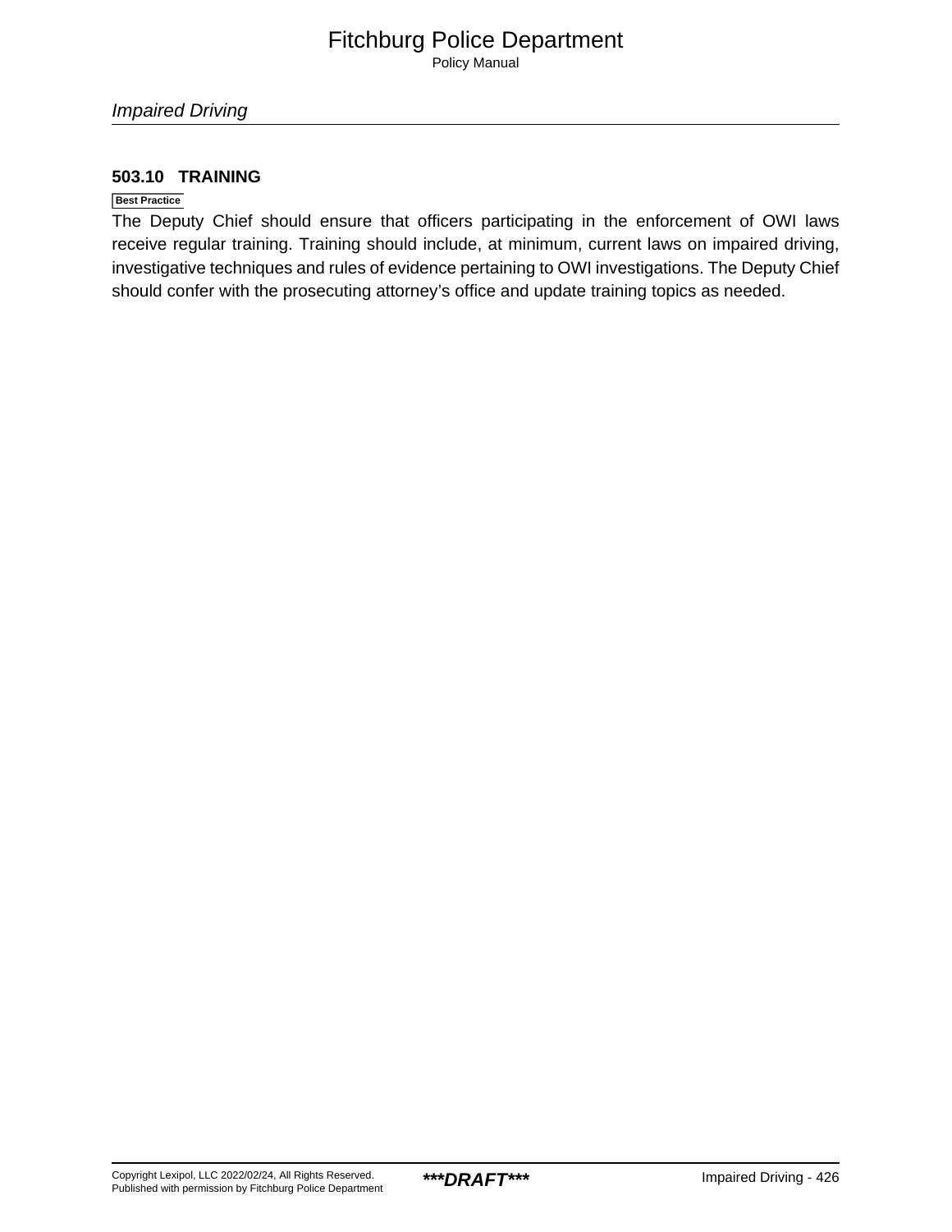### 503.10 TRAINING

Best Practice

The Deputy Chief should ensure that officers participating in the enforcement of OWI laws receive regular training. Training should include, at minimum, current laws on impaired driving, investigative techniques and rules of evidence pertaining to OWI investigations. The Deputy Chief should confer with the prosecuting attorney's office and update training topics as needed.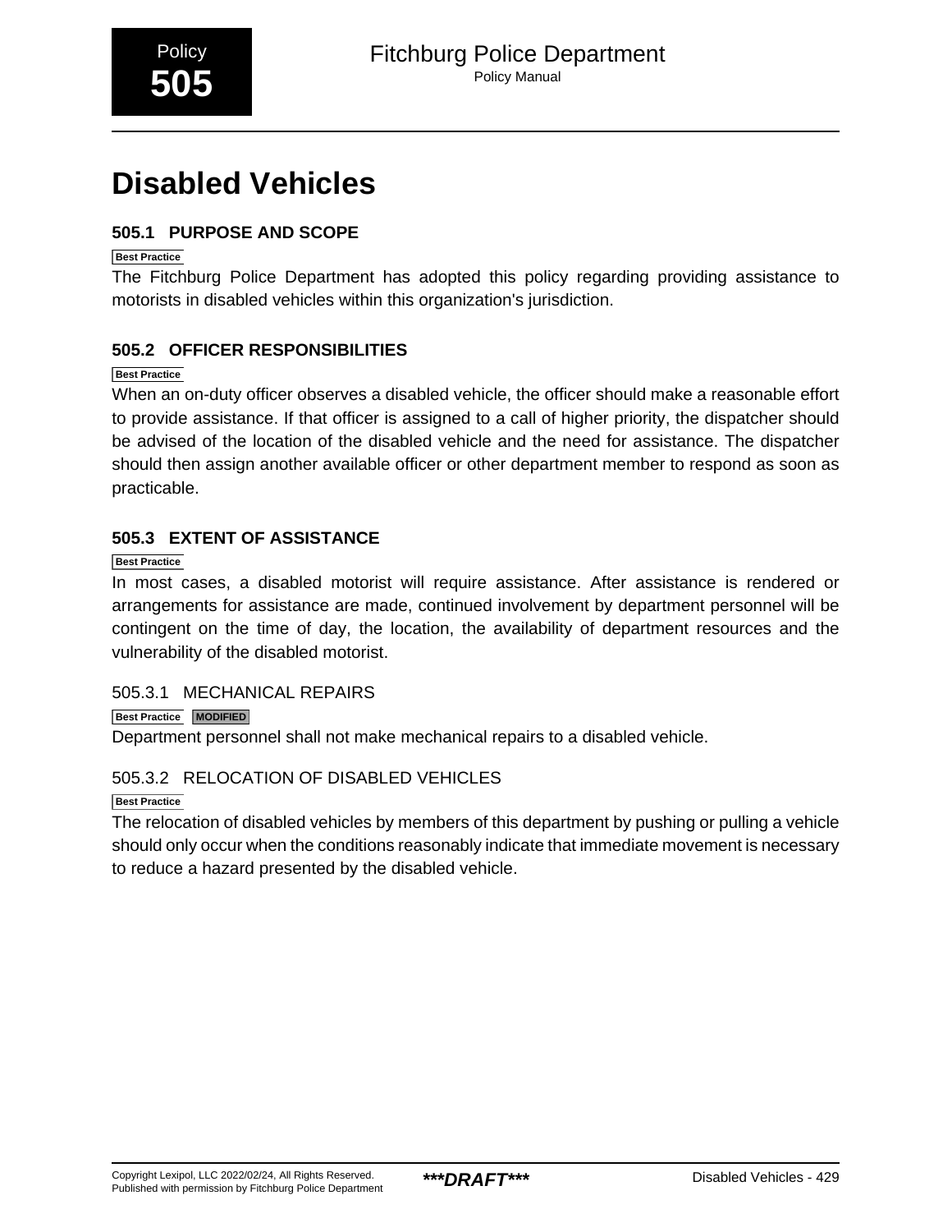Policy **505**

# Disabled Vehicles

## 505.1 PURPOSE AND SCOPE

Best Practice

The Fitchburg Police Department has adopted this policy regarding providing assistance to motorists in disabled vehicles within this organization's jurisdiction.

## 505.2 OFFICER RESPONSIBILITIES

Best Practice

When an on-duty officer observes a disabled vehicle, the officer should make a reasonable effort to provide assistance. If that officer is assigned to a call of higher priority, the dispatcher should be advised of the location of the disabled vehicle and the need for assistance. The dispatcher should then assign another available officer or other department member to respond as soon as practicable.

## 505.3 EXTENT OF ASSISTANCE

Best Practice

In most cases, a disabled motorist will require assistance. After assistance is rendered or arrangements for assistance are made, continued involvement by department personnel will be contingent on the time of day, the location, the availability of department resources and the vulnerability of the disabled motorist.

### 505.3.1 MECHANICAL REPAIRS

Best Practice MODIFIED

Department personnel shall not make mechanical repairs to a disabled vehicle.

### 505.3.2 RELOCATION OF DISABLED VEHICLES

Best Practice

The relocation of disabled vehicles by members of this department by pushing or pulling a vehicle should only occur when the conditions reasonably indicate that immediate movement is necessary to reduce a hazard presented by the disabled vehicle.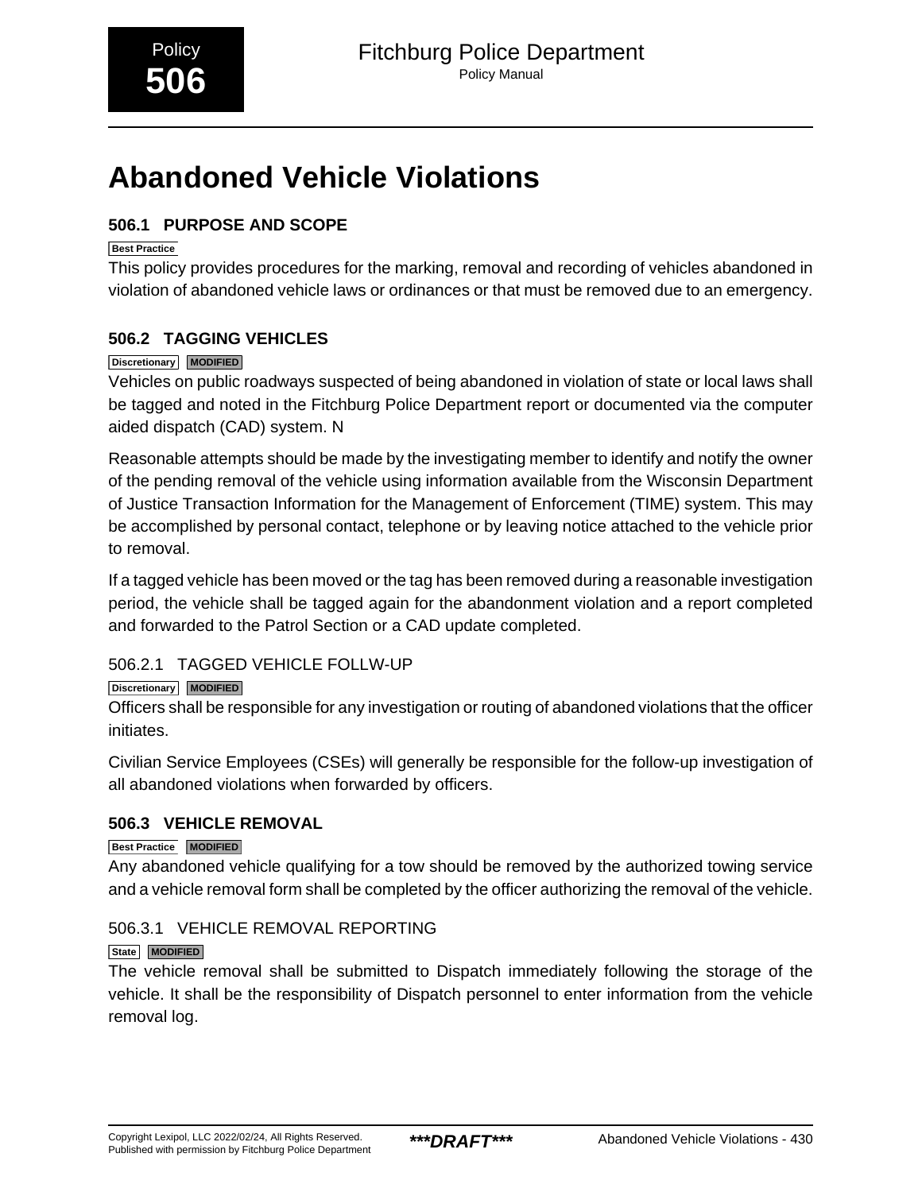Policy
**506**

# Abandoned Vehicle Violations

## 506.1 PURPOSE AND SCOPE

Best Practice

This policy provides procedures for the marking, removal and recording of vehicles abandoned in violation of abandoned vehicle laws or ordinances or that must be removed due to an emergency.

## 506.2 TAGGING VEHICLES

Discretionary MODIFIED

Vehicles on public roadways suspected of being abandoned in violation of state or local laws shall be tagged and noted in the Fitchburg Police Department report or documented via the computer aided dispatch (CAD) system. N

Reasonable attempts should be made by the investigating member to identify and notify the owner of the pending removal of the vehicle using information available from the Wisconsin Department of Justice Transaction Information for the Management of Enforcement (TIME) system. This may be accomplished by personal contact, telephone or by leaving notice attached to the vehicle prior to removal.

If a tagged vehicle has been moved or the tag has been removed during a reasonable investigation period, the vehicle shall be tagged again for the abandonment violation and a report completed and forwarded to the Patrol Section or a CAD update completed.

### 506.2.1 TAGGED VEHICLE FOLLW-UP

Discretionary MODIFIED

Officers shall be responsible for any investigation or routing of abandoned violations that the officer initiates.

Civilian Service Employees (CSEs) will generally be responsible for the follow-up investigation of all abandoned violations when forwarded by officers.

## 506.3 VEHICLE REMOVAL

Best Practice MODIFIED

Any abandoned vehicle qualifying for a tow should be removed by the authorized towing service and a vehicle removal form shall be completed by the officer authorizing the removal of the vehicle.

### 506.3.1 VEHICLE REMOVAL REPORTING

State MODIFIED

The vehicle removal shall be submitted to Dispatch immediately following the storage of the vehicle. It shall be the responsibility of Dispatch personnel to enter information from the vehicle removal log.